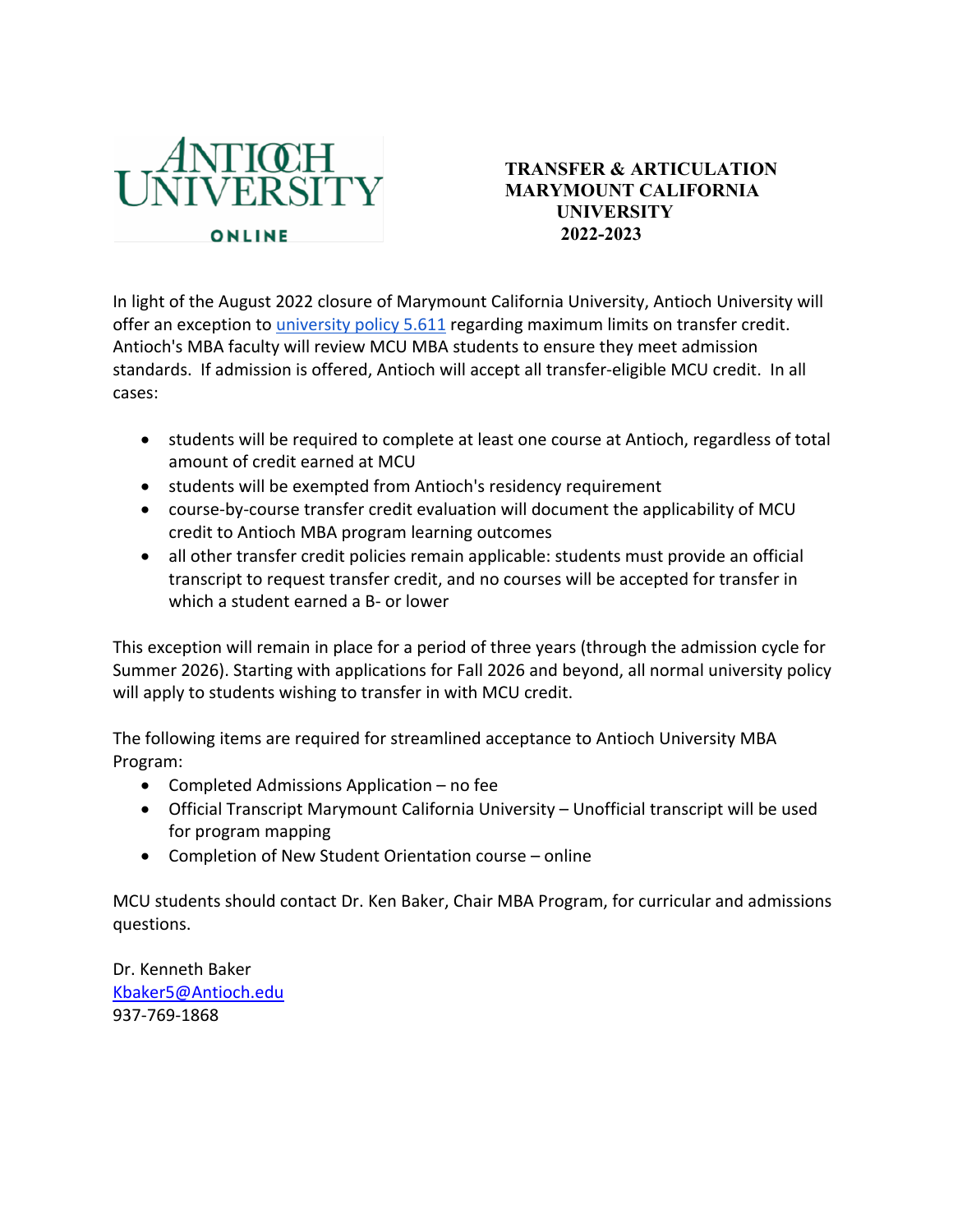Antioch University Online

# TRANSFER & ARTICULATION MARYMOUNT CALIFORNIA UNIVERSITY 2022-2023

In light of the August 2022 closure of Marymount California University, Antioch University will offer an exception to [university policy 5.611](university policy 5.611) regarding maximum limits on transfer credit. Antioch's MBA faculty will review MCU MBA students to ensure they meet admission standards. If admission is offered, Antioch will accept all transfer-eligible MCU credit. In all cases:

- students will be required to complete at least one course at Antioch, regardless of total amount of credit earned at MCU
- students will be exempted from Antioch's residency requirement
- course-by-course transfer credit evaluation will document the applicability of MCU credit to Antioch MBA program learning outcomes
- all other transfer credit policies remain applicable: students must provide an official transcript to request transfer credit, and no courses will be accepted for transfer in which a student earned a B- or lower

This exception will remain in place for a period of three years (through the admission cycle for Summer 2026). Starting with applications for Fall 2026 and beyond, all normal university policy will apply to students wishing to transfer in with MCU credit.

The following items are required for streamlined acceptance to Antioch University MBA Program:

- Completed Admissions Application – no fee
- Official Transcript Marymount California University – Unofficial transcript will be used for program mapping
- Completion of New Student Orientation course – online

MCU students should contact Dr. Ken Baker, Chair MBA Program, for curricular and admissions questions.

Dr. Kenneth Baker
Kbaker5@Antioch.edu
937-769-1868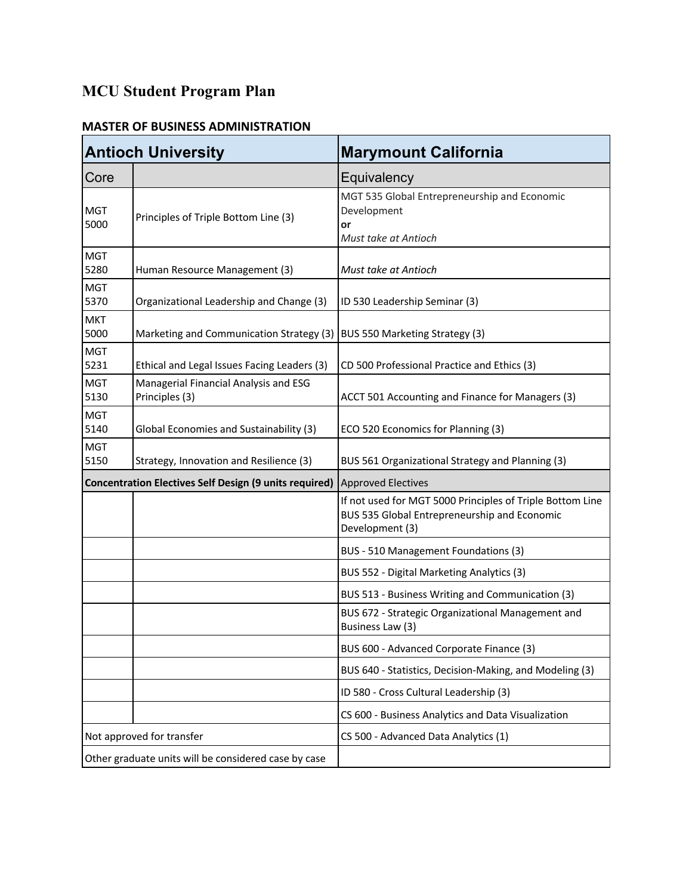# MCU Student Program Plan

## MASTER OF BUSINESS ADMINISTRATION

| Antioch University | | Marymount California |
|---|---|---|
| Core | | Equivalency |
| MGT 5000 | Principles of Triple Bottom Line (3) | MGT 535 Global Entrepreneurship and Economic Development<br>**or**<br>*Must take at Antioch* |
| MGT 5280 | Human Resource Management (3) | *Must take at Antioch* |
| MGT 5370 | Organizational Leadership and Change (3) | ID 530 Leadership Seminar (3) |
| MKT 5000 | Marketing and Communication Strategy (3) | BUS 550 Marketing Strategy (3) |
| MGT 5231 | Ethical and Legal Issues Facing Leaders (3) | CD 500 Professional Practice and Ethics (3) |
| MGT 5130 | Managerial Financial Analysis and ESG Principles (3) | ACCT 501 Accounting and Finance for Managers (3) |
| MGT 5140 | Global Economies and Sustainability (3) | ECO 520 Economics for Planning (3) |
| MGT 5150 | Strategy, Innovation and Resilience (3) | BUS 561 Organizational Strategy and Planning (3) |
| **Concentration Electives Self Design (9 units required)** | | Approved Electives |
| | | If not used for MGT 5000 Principles of Triple Bottom Line BUS 535 Global Entrepreneurship and Economic Development (3) |
| | | BUS - 510 Management Foundations (3) |
| | | BUS 552 - Digital Marketing Analytics (3) |
| | | BUS 513 - Business Writing and Communication (3) |
| | | BUS 672 - Strategic Organizational Management and Business Law (3) |
| | | BUS 600 - Advanced Corporate Finance (3) |
| | | BUS 640 - Statistics, Decision-Making, and Modeling (3) |
| | | ID 580 - Cross Cultural Leadership (3) |
| | | CS 600 - Business Analytics and Data Visualization |
| Not approved for transfer | | CS 500 - Advanced Data Analytics (1) |
| Other graduate units will be considered case by case | | |